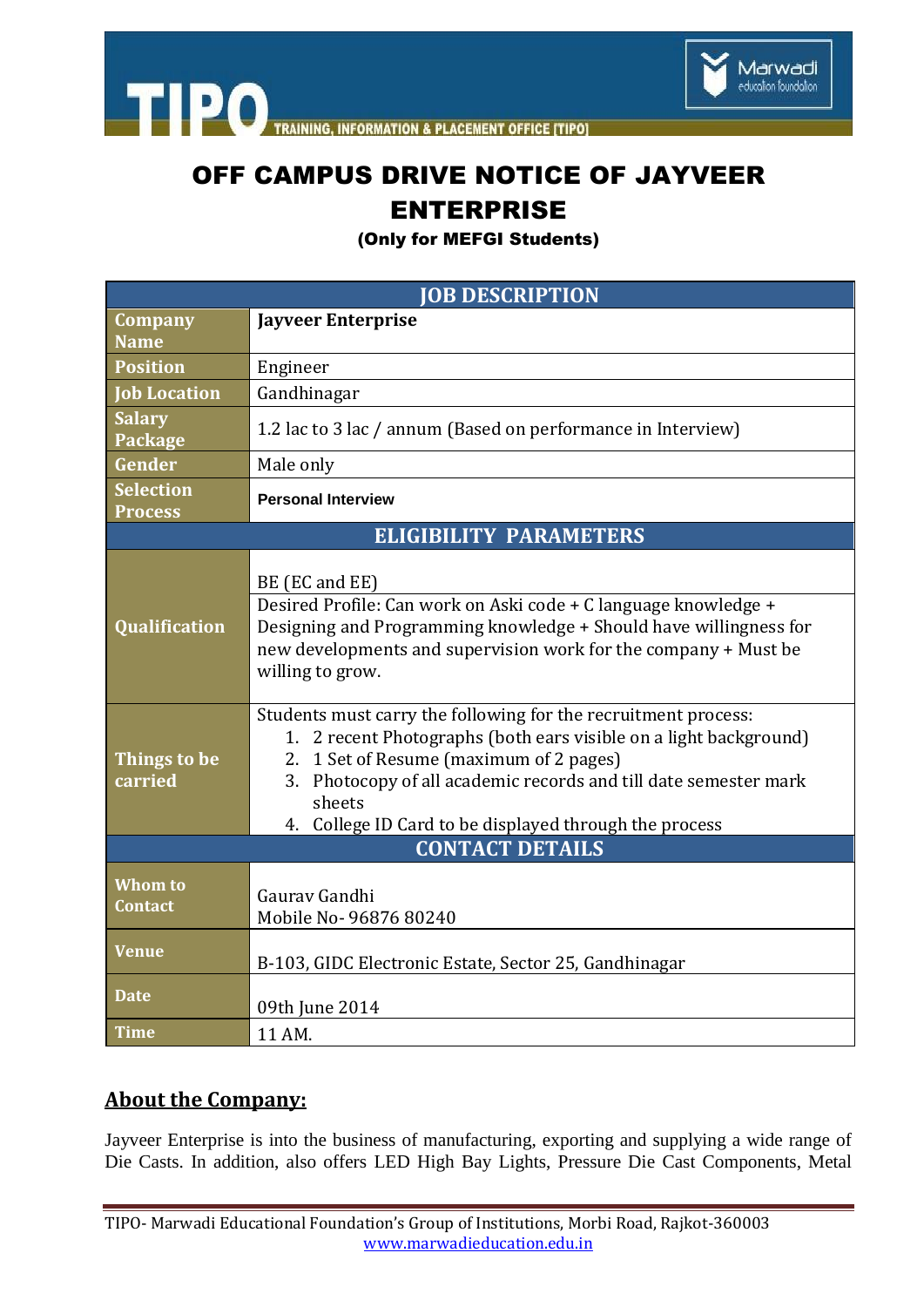# OFF CAMPUS DRIVE NOTICE OF JAYVEER ENTERPRISE

**(Only for MEFGI Students)**

| JOB DESCRIPTION | |
|---|---|
| **Company Name** | **Jayveer Enterprise** |
| **Position** | Engineer |
| **Job Location** | Gandhinagar |
| **Salary Package** | 1.2 lac to 3 lac / annum (Based on performance in Interview) |
| **Gender** | Male only |
| **Selection Process** | **Personal Interview** |
| **ELIGIBILITY PARAMETERS** | |
| **Qualification** | BE (EC and EE)<br>Desired Profile: Can work on Aski code + C language knowledge + Designing and Programming knowledge + Should have willingness for new developments and supervision work for the company + Must be willing to grow. |
| **Things to be carried** | Students must carry the following for the recruitment process:<br>1. 2 recent Photographs (both ears visible on a light background)<br>2. 1 Set of Resume (maximum of 2 pages)<br>3. Photocopy of all academic records and till date semester mark sheets<br>4. College ID Card to be displayed through the process |
| **CONTACT DETAILS** | |
| **Whom to Contact** | Gaurav Gandhi<br>Mobile No- 96876 80240 |
| **Venue** | B-103, GIDC Electronic Estate, Sector 25, Gandhinagar |
| **Date** | 09th June 2014 |
| **Time** | 11 AM. |

## About the Company:

Jayveer Enterprise is into the business of manufacturing, exporting and supplying a wide range of Die Casts. In addition, also offers LED High Bay Lights, Pressure Die Cast Components, Metal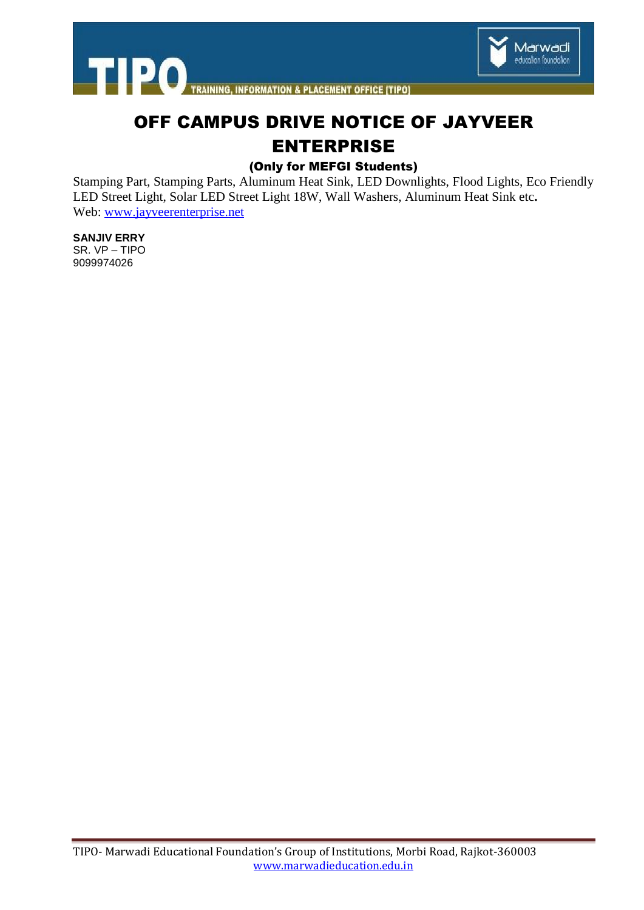# OFF CAMPUS DRIVE NOTICE OF JAYVEER ENTERPRISE

### (Only for MEFGI Students)

Stamping Part, Stamping Parts, Aluminum Heat Sink, LED Downlights, Flood Lights, Eco Friendly LED Street Light, Solar LED Street Light 18W, Wall Washers, Aluminum Heat Sink etc**.**
Web: www.jayveerenterprise.net

**SANJIV ERRY**
SR. VP – TIPO
9099974026